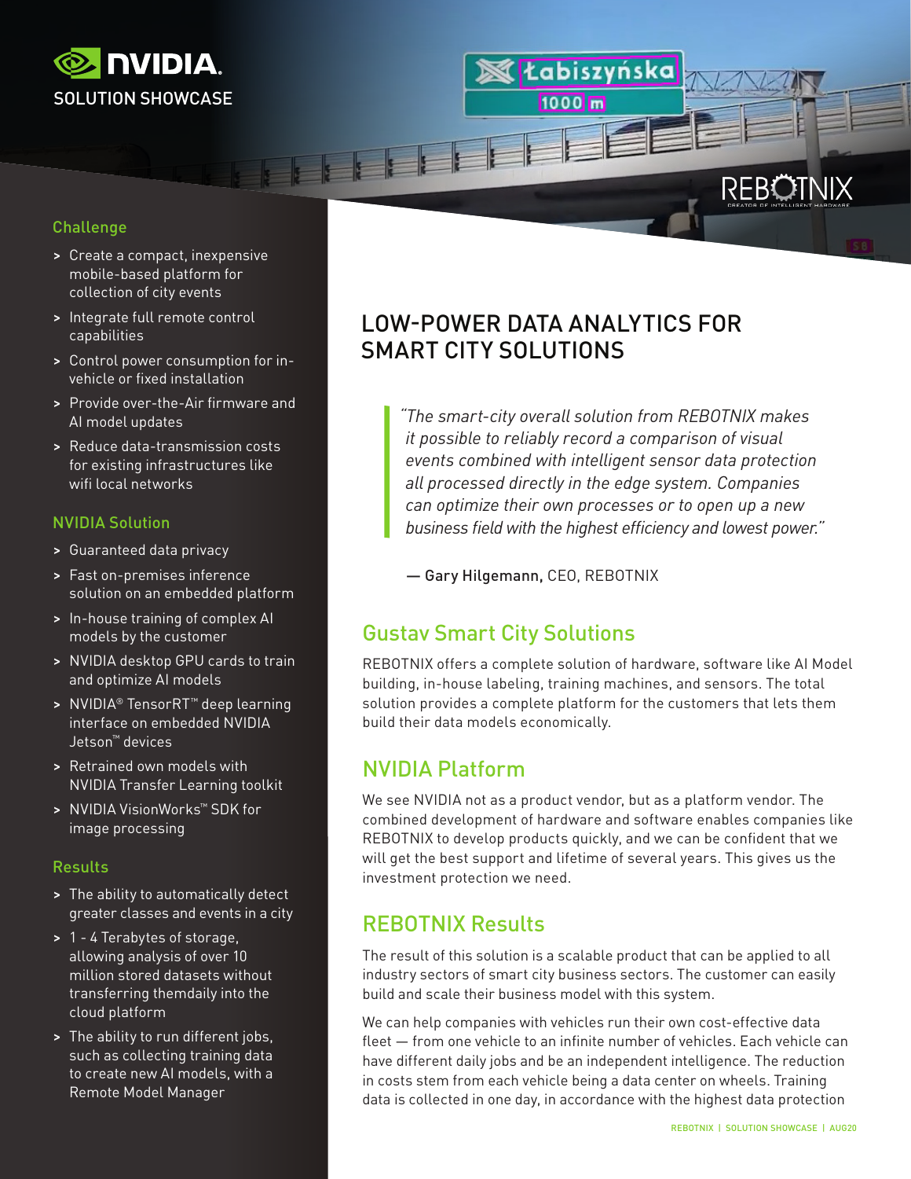NVIDIA SOLUTION SHOWCASE

## Challenge

- Create a compact, inexpensive mobile-based platform for collection of city events
- Integrate full remote control capabilities
- Control power consumption for in-vehicle or fixed installation
- Provide over-the-Air firmware and AI model updates
- Reduce data-transmission costs for existing infrastructures like wifi local networks

## NVIDIA Solution

- Guaranteed data privacy
- Fast on-premises inference solution on an embedded platform
- In-house training of complex AI models by the customer
- NVIDIA desktop GPU cards to train and optimize AI models
- NVIDIA® TensorRT™ deep learning interface on embedded NVIDIA Jetson™ devices
- Retrained own models with NVIDIA Transfer Learning toolkit
- NVIDIA VisionWorks™ SDK for image processing

## Results

- The ability to automatically detect greater classes and events in a city
- 1 - 4 Terabytes of storage, allowing analysis of over 10 million stored datasets without transferring themdaily into the cloud platform
- The ability to run different jobs, such as collecting training data to create new AI models, with a Remote Model Manager

# LOW-POWER DATA ANALYTICS FOR SMART CITY SOLUTIONS

> *"The smart-city overall solution from REBOTNIX makes it possible to reliably record a comparison of visual events combined with intelligent sensor data protection all processed directly in the edge system. Companies can optimize their own processes or to open up a new business field with the highest efficiency and lowest power."*
>
> — **Gary Hilgemann,** CEO, REBOTNIX

## Gustav Smart City Solutions

REBOTNIX offers a complete solution of hardware, software like AI Model building, in-house labeling, training machines, and sensors. The total solution provides a complete platform for the customers that lets them build their data models economically.

## NVIDIA Platform

We see NVIDIA not as a product vendor, but as a platform vendor. The combined development of hardware and software enables companies like REBOTNIX to develop products quickly, and we can be confident that we will get the best support and lifetime of several years. This gives us the investment protection we need.

## REBOTNIX Results

The result of this solution is a scalable product that can be applied to all industry sectors of smart city business sectors. The customer can easily build and scale their business model with this system.

We can help companies with vehicles run their own cost-effective data fleet — from one vehicle to an infinite number of vehicles. Each vehicle can have different daily jobs and be an independent intelligence. The reduction in costs stem from each vehicle being a data center on wheels. Training data is collected in one day, in accordance with the highest data protection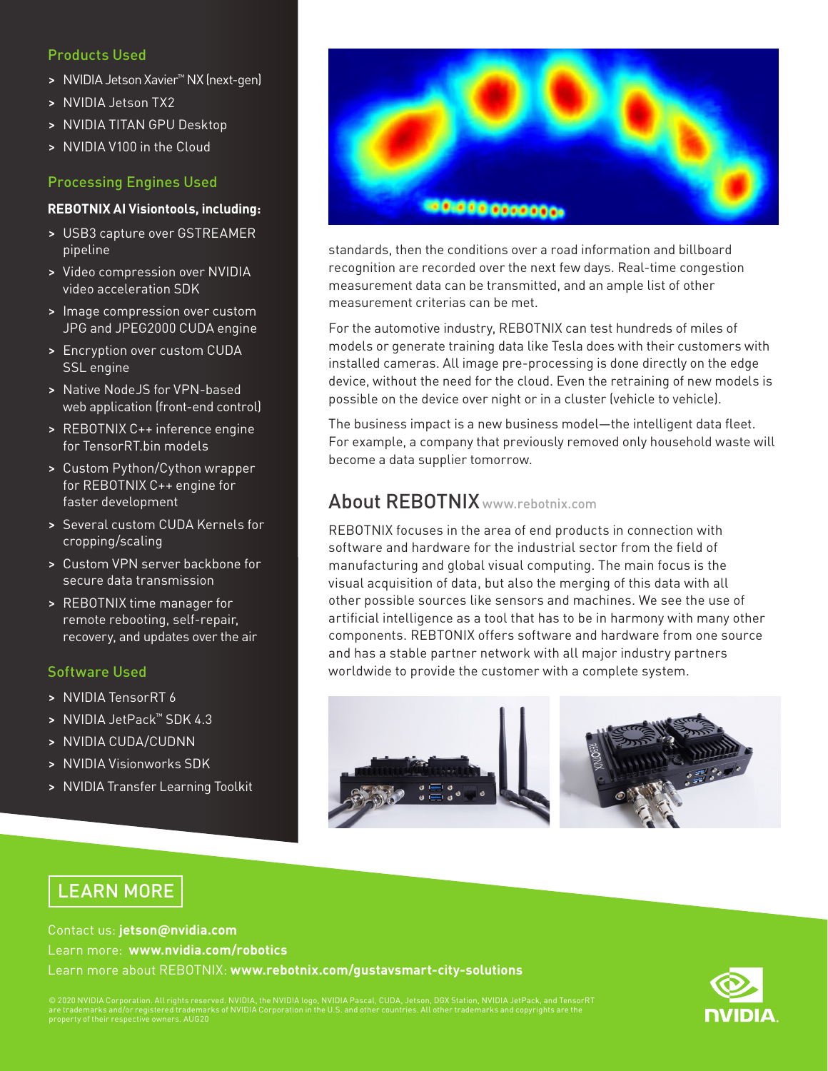## Products Used

- NVIDIA Jetson Xavier™ NX (next-gen)
- NVIDIA Jetson TX2
- NVIDIA TITAN GPU Desktop
- NVIDIA V100 in the Cloud

## Processing Engines Used

**REBOTNIX AI Visiontools, including:**

- USB3 capture over GSTREAMER pipeline
- Video compression over NVIDIA video acceleration SDK
- Image compression over custom JPG and JPEG2000 CUDA engine
- Encryption over custom CUDA SSL engine
- Native NodeJS for VPN-based web application (front-end control)
- REBOTNIX C++ inference engine for TensorRT.bin models
- Custom Python/Cython wrapper for REBOTNIX C++ engine for faster development
- Several custom CUDA Kernels for cropping/scaling
- Custom VPN server backbone for secure data transmission
- REBOTNIX time manager for remote rebooting, self-repair, recovery, and updates over the air

## Software Used

- NVIDIA TensorRT 6
- NVIDIA JetPack™ SDK 4.3
- NVIDIA CUDA/CUDNN
- NVIDIA Visionworks SDK
- NVIDIA Transfer Learning Toolkit

standards, then the conditions over a road information and billboard recognition are recorded over the next few days. Real-time congestion measurement data can be transmitted, and an ample list of other measurement criterias can be met.

For the automotive industry, REBOTNIX can test hundreds of miles of models or generate training data like Tesla does with their customers with installed cameras. All image pre-processing is done directly on the edge device, without the need for the cloud. Even the retraining of new models is possible on the device over night or in a cluster (vehicle to vehicle).

The business impact is a new business model—the intelligent data fleet. For example, a company that previously removed only household waste will become a data supplier tomorrow.

## About REBOTNIX www.rebotnix.com

REBOTNIX focuses in the area of end products in connection with software and hardware for the industrial sector from the field of manufacturing and global visual computing. The main focus is the visual acquisition of data, but also the merging of this data with all other possible sources like sensors and machines. We see the use of artificial intelligence as a tool that has to be in harmony with many other components. REBTONIX offers software and hardware from one source and has a stable partner network with all major industry partners worldwide to provide the customer with a complete system.

## LEARN MORE

Contact us: **jetson@nvidia.com**

Learn more: **www.nvidia.com/robotics**

Learn more about REBOTNIX: **www.rebotnix.com/gustavsmart-city-solutions**

© 2020 NVIDIA Corporation. All rights reserved. NVIDIA, the NVIDIA logo, NVIDIA Pascal, CUDA, Jetson, DGX Station, NVIDIA JetPack, and TensorRT are trademarks and/or registered trademarks of NVIDIA Corporation in the U.S. and other countries. All other trademarks and copyrights are the property of their respective owners. AUG20